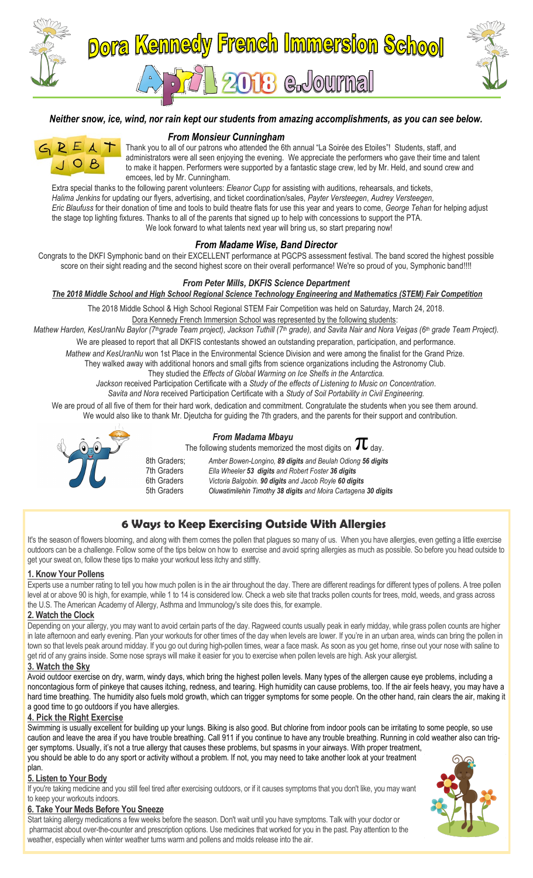# Dora Kennedy French Immersion School

## April 2018 e.Journal

***Neither snow, ice, wind, nor rain kept our students from amazing accomplishments, as you can see below.***

### *From Monsieur Cunningham*

GREAT JOB

Thank you to all of our patrons who attended the 6th annual "La Soirée des Etoiles"! Students, staff, and administrators were all seen enjoying the evening. We appreciate the performers who gave their time and talent to make it happen. Performers were supported by a fantastic stage crew, led by Mr. Held, and sound crew and emcees, led by Mr. Cunningham.

Extra special thanks to the following parent volunteers: *Eleanor Cupp* for assisting with auditions, rehearsals, and tickets, *Halima Jenkins* for updating our flyers, advertising, and ticket coordination/sales, *Payter Versteegen*, *Audrey Versteegen*, *Eric Blaufuss* for their donation of time and tools to build theatre flats for use this year and years to come, *George Tehan* for helping adjust the stage top lighting fixtures. Thanks to all of the parents that signed up to help with concessions to support the PTA.

We look forward to what talents next year will bring us, so start preparing now!

### *From Madame Wise, Band Director*

Congrats to the DKFI Symphonic band on their EXCELLENT performance at PGCPS assessment festival. The band scored the highest possible score on their sight reading and the second highest score on their overall performance! We're so proud of you, Symphonic band!!!!

### *From Peter Mills, DKFIS Science Department*

***The 2018 Middle School and High School Regional Science Technology Engineering and Mathematics (STEM) Fair Competition***

The 2018 Middle School & High School Regional STEM Fair Competition was held on Saturday, March 24, 2018.

Dora Kennedy French Immersion School was represented by the following students:

*Mathew Harden, KesUranNu Baylor (7th grade Team project), Jackson Tuthill (7th grade), and Savita Nair and Nora Veigas (6th grade Team Project).*

We are pleased to report that all DKFIS contestants showed an outstanding preparation, participation, and performance.

*Mathew and KesUranNu* won 1st Place in the Environmental Science Division and were among the finalist for the Grand Prize.

They walked away with additional honors and small gifts from science organizations including the Astronomy Club.

They studied the *Effects of Global Warming on Ice Shelfs in the Antarctica.*

*Jackson* received Participation Certificate with a *Study of the effects of Listening to Music on Concentration*.

*Savita and Nora* received Participation Certificate with a *Study of Soil Portability in Civil Engineering.*

We are proud of all five of them for their hard work, dedication and commitment. Congratulate the students when you see them around.

We would also like to thank Mr. Djeutcha for guiding the 7th graders, and the parents for their support and contribution.

### *From Madama Mbayu*

The following students memorized the most digits on $\pi$ day.

| | |
|---|---|
| 8th Graders; | *Amber Bowen-Longino, **89 digits** and Beulah Odiong **56 digits*** |
| 7th Graders | *Ella Wheeler **53 digits** and Robert Foster **36 digits*** |
| 6th Graders | *Victoria Balgobin. **90 digits** and Jacob Royle **60 digits*** |
| 5th Graders | *Oluwatimilehin Timothy **38 digits** and Moira Cartagena **30 digits*** |

## 6 Ways to Keep Exercising Outside With Allergies

It's the season of flowers blooming, and along with them comes the pollen that plagues so many of us. When you have allergies, even getting a little exercise outdoors can be a challenge. Follow some of the tips below on how to exercise and avoid spring allergies as much as possible. So before you head outside to get your sweat on, follow these tips to make your workout less itchy and stiffly.

### 1. Know Your Pollens

Experts use a number rating to tell you how much pollen is in the air throughout the day. There are different readings for different types of pollens. A tree pollen level at or above 90 is high, for example, while 1 to 14 is considered low. Check a web site that tracks pollen counts for trees, mold, weeds, and grass across the U.S. The American Academy of Allergy, Asthma and Immunology's site does this, for example.

### 2. Watch the Clock

Depending on your allergy, you may want to avoid certain parts of the day. Ragweed counts usually peak in early midday, while grass pollen counts are higher in late afternoon and early evening. Plan your workouts for other times of the day when levels are lower. If you're in an urban area, winds can bring the pollen in town so that levels peak around midday. If you go out during high-pollen times, wear a face mask. As soon as you get home, rinse out your nose with saline to get rid of any grains inside. Some nose sprays will make it easier for you to exercise when pollen levels are high. Ask your allergist.

### 3. Watch the Sky

Avoid outdoor exercise on dry, warm, windy days, which bring the highest pollen levels. Many types of the allergen cause eye problems, including a noncontagious form of pinkeye that causes itching, redness, and tearing. High humidity can cause problems, too. If the air feels heavy, you may have a hard time breathing. The humidity also fuels mold growth, which can trigger symptoms for some people. On the other hand, rain clears the air, making it a good time to go outdoors if you have allergies.

### 4. Pick the Right Exercise

Swimming is usually excellent for building up your lungs. Biking is also good. But chlorine from indoor pools can be irritating to some people, so use caution and leave the area if you have trouble breathing. Call 911 if you continue to have any trouble breathing. Running in cold weather also can trigger symptoms. Usually, it's not a true allergy that causes these problems, but spasms in your airways. With proper treatment, you should be able to do any sport or activity without a problem. If not, you may need to take another look at your treatment plan.

### 5. Listen to Your Body

If you're taking medicine and you still feel tired after exercising outdoors, or if it causes symptoms that you don't like, you may want to keep your workouts indoors.

### 6. Take Your Meds Before You Sneeze

Start taking allergy medications a few weeks before the season. Don't wait until you have symptoms. Talk with your doctor or pharmacist about over-the-counter and prescription options. Use medicines that worked for you in the past. Pay attention to the weather, especially when winter weather turns warm and pollens and molds release into the air.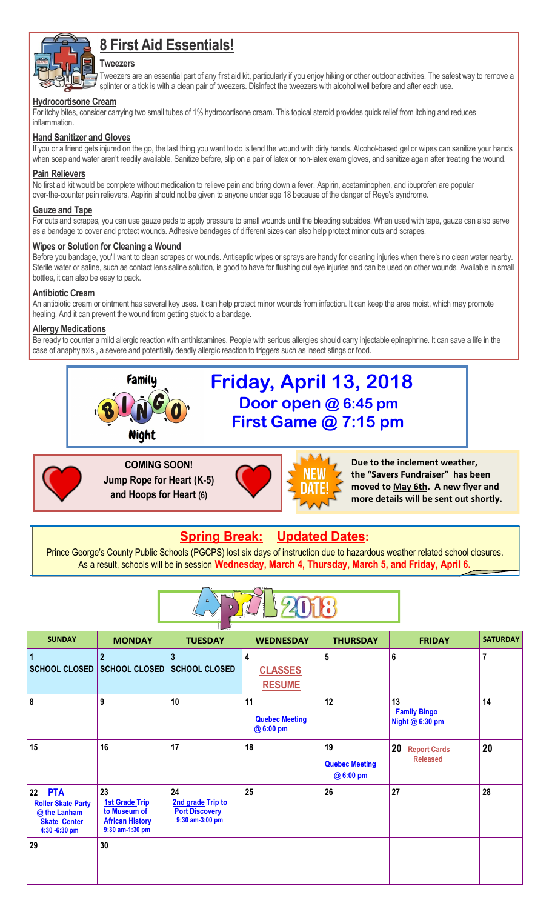## 8 First Aid Essentials!

### Tweezers

Tweezers are an essential part of any first aid kit, particularly if you enjoy hiking or other outdoor activities. The safest way to remove a splinter or a tick is with a clean pair of tweezers. Disinfect the tweezers with alcohol well before and after each use.

### Hydrocortisone Cream

For itchy bites, consider carrying two small tubes of 1% hydrocortisone cream. This topical steroid provides quick relief from itching and reduces inflammation.

### Hand Sanitizer and Gloves

If you or a friend gets injured on the go, the last thing you want to do is tend the wound with dirty hands. Alcohol-based gel or wipes can sanitize your hands when soap and water aren't readily available. Sanitize before, slip on a pair of latex or non-latex exam gloves, and sanitize again after treating the wound.

### Pain Relievers

No first aid kit would be complete without medication to relieve pain and bring down a fever. Aspirin, acetaminophen, and ibuprofen are popular over-the-counter pain relievers. Aspirin should not be given to anyone under age 18 because of the danger of Reye's syndrome.

### Gauze and Tape

For cuts and scrapes, you can use gauze pads to apply pressure to small wounds until the bleeding subsides. When used with tape, gauze can also serve as a bandage to cover and protect wounds. Adhesive bandages of different sizes can also help protect minor cuts and scrapes.

### Wipes or Solution for Cleaning a Wound

Before you bandage, you'll want to clean scrapes or wounds. Antiseptic wipes or sprays are handy for cleaning injuries when there's no clean water nearby. Sterile water or saline, such as contact lens saline solution, is good to have for flushing out eye injuries and can be used on other wounds. Available in small bottles, it can also be easy to pack.

### Antibiotic Cream

An antibiotic cream or ointment has several key uses. It can help protect minor wounds from infection. It can keep the area moist, which may promote healing. And it can prevent the wound from getting stuck to a bandage.

### Allergy Medications

Be ready to counter a mild allergic reaction with antihistamines. People with serious allergies should carry injectable epinephrine. It can save a life in the case of anaphylaxis , a severe and potentially deadly allergic reaction to triggers such as insect stings or food.

---

Family BINGO Night

**Friday, April 13, 2018**
**Door open @ 6:45 pm**
**First Game @ 7:15 pm**

---

**COMING SOON!**
**Jump Rope for Heart (K-5) and Hoops for Heart (6)**

---

NEW DATE!

**Due to the inclement weather, the "Savers Fundraiser" has been moved to May 6th. A new flyer and more details will be sent out shortly.**

---

## Spring Break: Updated Dates:

Prince George's County Public Schools (PGCPS) lost six days of instruction due to hazardous weather related school closures. As a result, schools will be in session **Wednesday, March 4, Thursday, March 5, and Friday, April 6.**

---

## April 2018

| SUNDAY | MONDAY | TUESDAY | WEDNESDAY | THURSDAY | FRIDAY | SATURDAY |
|---|---|---|---|---|---|---|
| 1 SCHOOL CLOSED | 2 SCHOOL CLOSED | 3 SCHOOL CLOSED | 4 CLASSES RESUME | 5 | 6 | 7 |
| 8 | 9 | 10 | 11 Quebec Meeting @ 6:00 pm | 12 | 13 Family Bingo Night @ 6:30 pm | 14 |
| 15 | 16 | 17 | 18 | 19 Quebec Meeting @ 6:00 pm | 20 Report Cards Released | 20 |
| 22 PTA Roller Skate Party @ the Lanham Skate Center 4:30 -6:30 pm | 23 1st Grade Trip to Museum of African History 9:30 am-1:30 pm | 24 2nd grade Trip to Port Discovery 9:30 am-3:00 pm | 25 | 26 | 27 | 28 |
| 29 | 30 | | | | | |